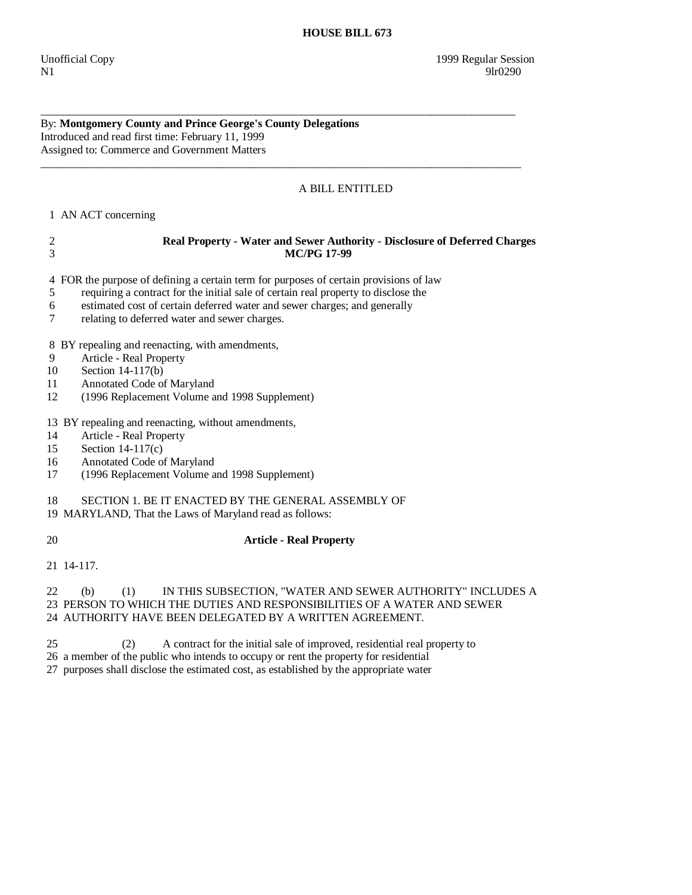# HOUSE BILL 673

Unofficial Copy 1999 Regular Session
N1 9lr0290

---

By: **Montgomery County and Prince George's County Delegations**
Introduced and read first time: February 11, 1999
Assigned to: Commerce and Government Matters

---

A BILL ENTITLED

1 AN ACT concerning

2 **Real Property - Water and Sewer Authority - Disclosure of Deferred Charges**
3 **MC/PG 17-99**

4 FOR the purpose of defining a certain term for purposes of certain provisions of law
5 requiring a contract for the initial sale of certain real property to disclose the
6 estimated cost of certain deferred water and sewer charges; and generally
7 relating to deferred water and sewer charges.

8 BY repealing and reenacting, with amendments,
9 Article - Real Property
10 Section 14-117(b)
11 Annotated Code of Maryland
12 (1996 Replacement Volume and 1998 Supplement)

13 BY repealing and reenacting, without amendments,
14 Article - Real Property
15 Section 14-117(c)
16 Annotated Code of Maryland
17 (1996 Replacement Volume and 1998 Supplement)

18 SECTION 1. BE IT ENACTED BY THE GENERAL ASSEMBLY OF
19 MARYLAND, That the Laws of Maryland read as follows:

20 **Article - Real Property**

21 14-117.

22 (b) (1) IN THIS SUBSECTION, "WATER AND SEWER AUTHORITY" INCLUDES A
23 PERSON TO WHICH THE DUTIES AND RESPONSIBILITIES OF A WATER AND SEWER
24 AUTHORITY HAVE BEEN DELEGATED BY A WRITTEN AGREEMENT.

25 (2) A contract for the initial sale of improved, residential real property to
26 a member of the public who intends to occupy or rent the property for residential
27 purposes shall disclose the estimated cost, as established by the appropriate water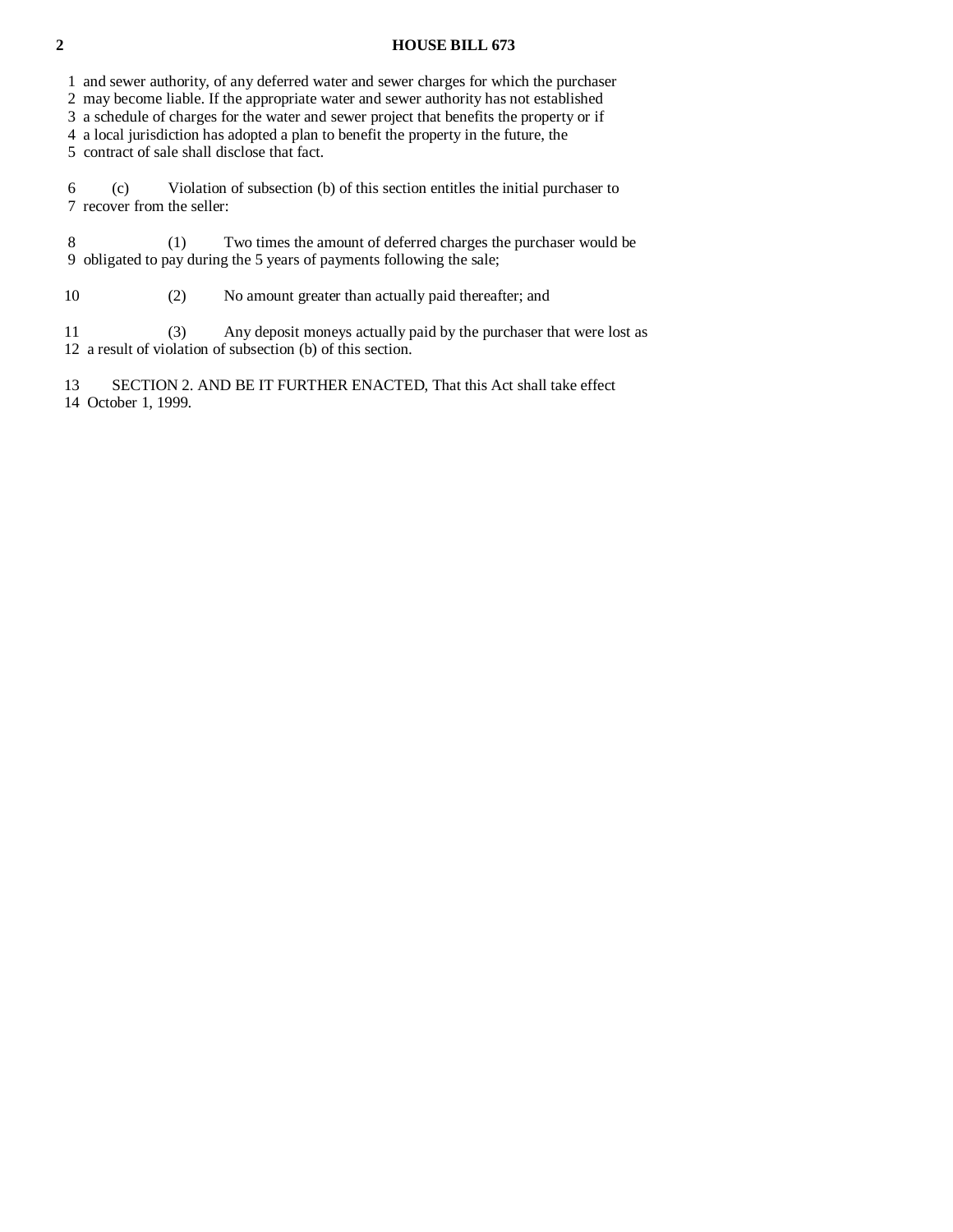and sewer authority, of any deferred water and sewer charges for which the purchaser may become liable. If the appropriate water and sewer authority has not established a schedule of charges for the water and sewer project that benefits the property or if a local jurisdiction has adopted a plan to benefit the property in the future, the contract of sale shall disclose that fact.

(c) Violation of subsection (b) of this section entitles the initial purchaser to recover from the seller:

(1) Two times the amount of deferred charges the purchaser would be obligated to pay during the 5 years of payments following the sale;

(2) No amount greater than actually paid thereafter; and

(3) Any deposit moneys actually paid by the purchaser that were lost as a result of violation of subsection (b) of this section.

SECTION 2. AND BE IT FURTHER ENACTED, That this Act shall take effect October 1, 1999.